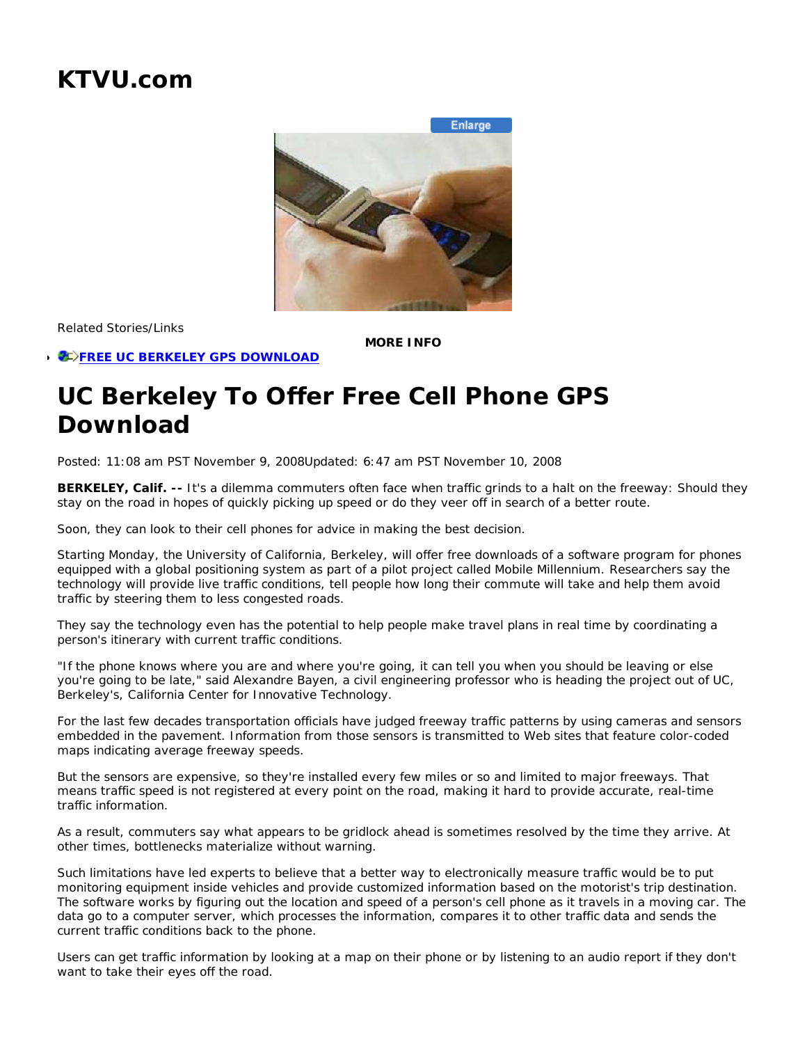# KTVU.com

Enlarge

Related Stories/Links

**MORE INFO**

- [FREE UC BERKELEY GPS DOWNLOAD]

# UC Berkeley To Offer Free Cell Phone GPS Download

Posted: 11:08 am PST November 9, 2008Updated: 6:47 am PST November 10, 2008

**BERKELEY, Calif. --** It's a dilemma commuters often face when traffic grinds to a halt on the freeway: Should they stay on the road in hopes of quickly picking up speed or do they veer off in search of a better route.

Soon, they can look to their cell phones for advice in making the best decision.

Starting Monday, the University of California, Berkeley, will offer free downloads of a software program for phones equipped with a global positioning system as part of a pilot project called Mobile Millennium. Researchers say the technology will provide live traffic conditions, tell people how long their commute will take and help them avoid traffic by steering them to less congested roads.

They say the technology even has the potential to help people make travel plans in real time by coordinating a person's itinerary with current traffic conditions.

"If the phone knows where you are and where you're going, it can tell you when you should be leaving or else you're going to be late," said Alexandre Bayen, a civil engineering professor who is heading the project out of UC, Berkeley's, California Center for Innovative Technology.

For the last few decades transportation officials have judged freeway traffic patterns by using cameras and sensors embedded in the pavement. Information from those sensors is transmitted to Web sites that feature color-coded maps indicating average freeway speeds.

But the sensors are expensive, so they're installed every few miles or so and limited to major freeways. That means traffic speed is not registered at every point on the road, making it hard to provide accurate, real-time traffic information.

As a result, commuters say what appears to be gridlock ahead is sometimes resolved by the time they arrive. At other times, bottlenecks materialize without warning.

Such limitations have led experts to believe that a better way to electronically measure traffic would be to put monitoring equipment inside vehicles and provide customized information based on the motorist's trip destination. The software works by figuring out the location and speed of a person's cell phone as it travels in a moving car. The data go to a computer server, which processes the information, compares it to other traffic data and sends the current traffic conditions back to the phone.

Users can get traffic information by looking at a map on their phone or by listening to an audio report if they don't want to take their eyes off the road.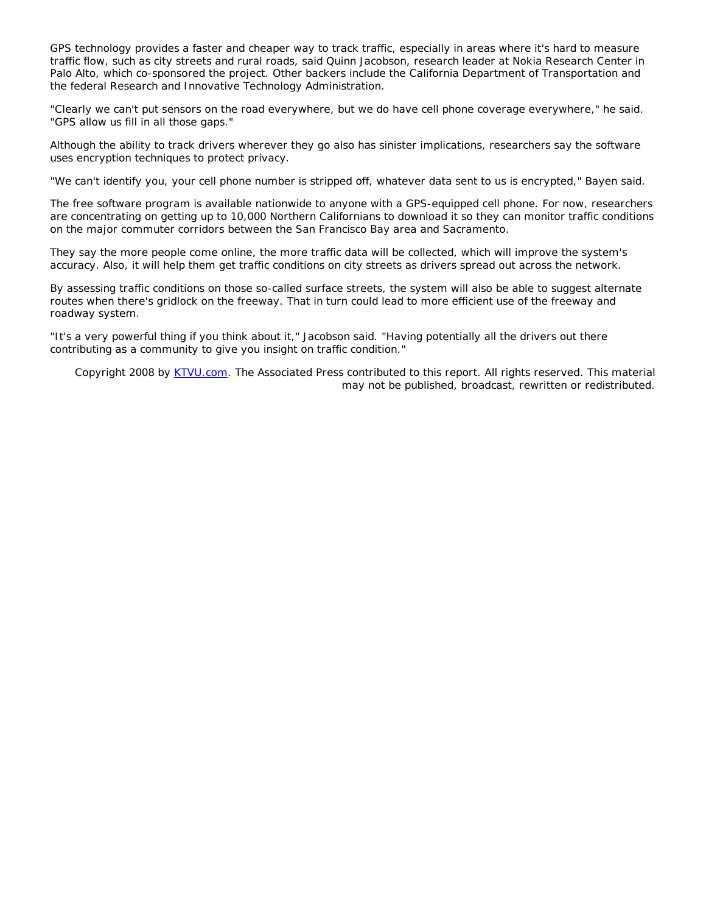GPS technology provides a faster and cheaper way to track traffic, especially in areas where it's hard to measure traffic flow, such as city streets and rural roads, said Quinn Jacobson, research leader at Nokia Research Center in Palo Alto, which co-sponsored the project. Other backers include the California Department of Transportation and the federal Research and Innovative Technology Administration.

"Clearly we can't put sensors on the road everywhere, but we do have cell phone coverage everywhere," he said. "GPS allow us fill in all those gaps."

Although the ability to track drivers wherever they go also has sinister implications, researchers say the software uses encryption techniques to protect privacy.

"We can't identify you, your cell phone number is stripped off, whatever data sent to us is encrypted," Bayen said.

The free software program is available nationwide to anyone with a GPS-equipped cell phone. For now, researchers are concentrating on getting up to 10,000 Northern Californians to download it so they can monitor traffic conditions on the major commuter corridors between the San Francisco Bay area and Sacramento.

They say the more people come online, the more traffic data will be collected, which will improve the system's accuracy. Also, it will help them get traffic conditions on city streets as drivers spread out across the network.

By assessing traffic conditions on those so-called surface streets, the system will also be able to suggest alternate routes when there's gridlock on the freeway. That in turn could lead to more efficient use of the freeway and roadway system.

"It's a very powerful thing if you think about it," Jacobson said. "Having potentially all the drivers out there contributing as a community to give you insight on traffic condition."

Copyright 2008 by KTVU.com. The Associated Press contributed to this report. All rights reserved. This material may not be published, broadcast, rewritten or redistributed.